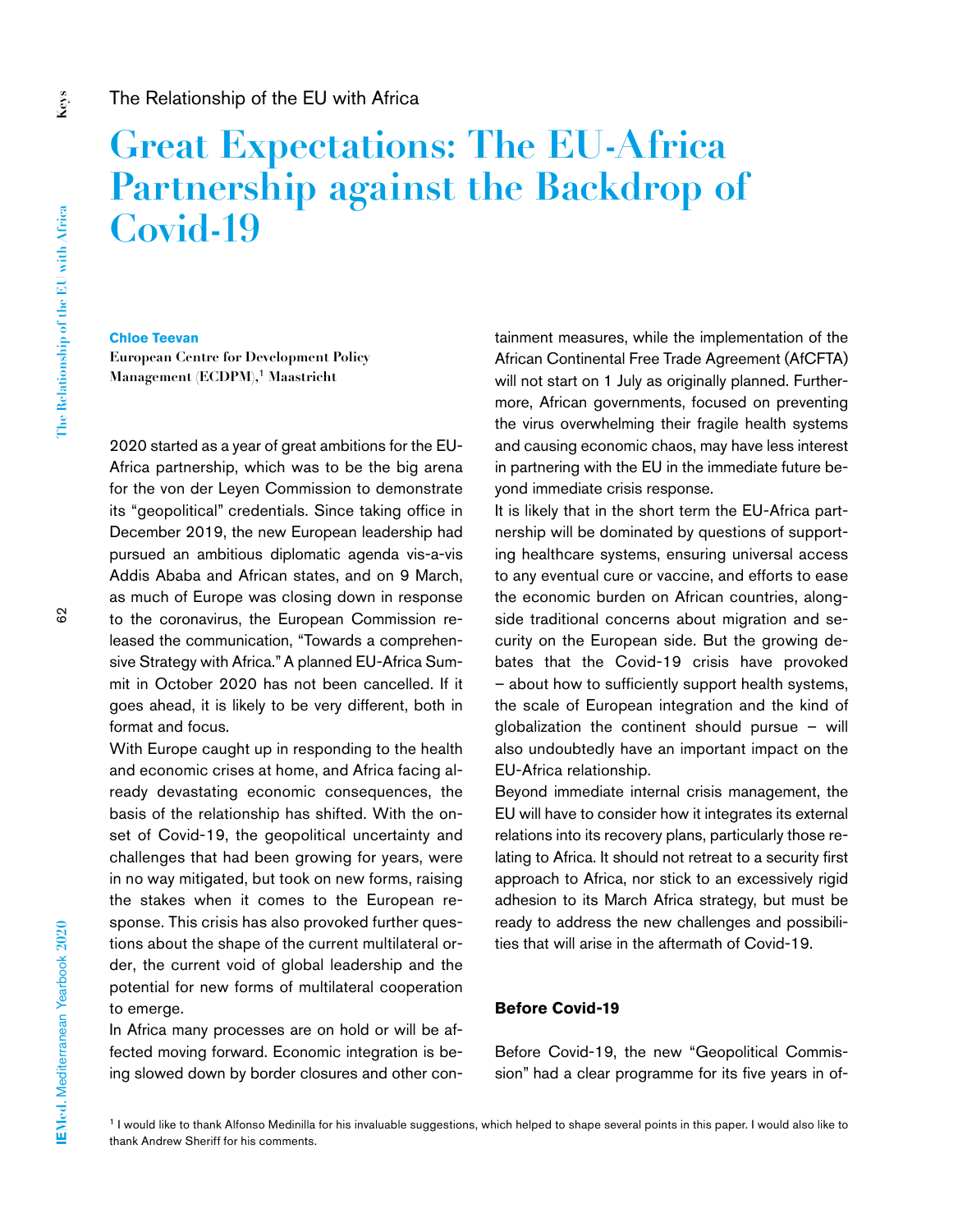The Relationship of the EU with Africa

# Great Expectations: The EU-Africa Partnership against the Backdrop of Covid-19

**Chloe Teevan**

**European Centre for Development Policy Management (ECDPM),[1] Maastricht**

2020 started as a year of great ambitions for the EU-Africa partnership, which was to be the big arena for the von der Leyen Commission to demonstrate its "geopolitical" credentials. Since taking office in December 2019, the new European leadership had pursued an ambitious diplomatic agenda vis-a-vis Addis Ababa and African states, and on 9 March, as much of Europe was closing down in response to the coronavirus, the European Commission released the communication, "Towards a comprehensive Strategy with Africa." A planned EU-Africa Summit in October 2020 has not been cancelled. If it goes ahead, it is likely to be very different, both in format and focus.

With Europe caught up in responding to the health and economic crises at home, and Africa facing already devastating economic consequences, the basis of the relationship has shifted. With the onset of Covid-19, the geopolitical uncertainty and challenges that had been growing for years, were in no way mitigated, but took on new forms, raising the stakes when it comes to the European response. This crisis has also provoked further questions about the shape of the current multilateral order, the current void of global leadership and the potential for new forms of multilateral cooperation to emerge.

In Africa many processes are on hold or will be affected moving forward. Economic integration is being slowed down by border closures and other containment measures, while the implementation of the African Continental Free Trade Agreement (AfCFTA) will not start on 1 July as originally planned. Furthermore, African governments, focused on preventing the virus overwhelming their fragile health systems and causing economic chaos, may have less interest in partnering with the EU in the immediate future beyond immediate crisis response.

It is likely that in the short term the EU-Africa partnership will be dominated by questions of supporting healthcare systems, ensuring universal access to any eventual cure or vaccine, and efforts to ease the economic burden on African countries, alongside traditional concerns about migration and security on the European side. But the growing debates that the Covid-19 crisis have provoked – about how to sufficiently support health systems, the scale of European integration and the kind of globalization the continent should pursue – will also undoubtedly have an important impact on the EU-Africa relationship.

Beyond immediate internal crisis management, the EU will have to consider how it integrates its external relations into its recovery plans, particularly those relating to Africa. It should not retreat to a security first approach to Africa, nor stick to an excessively rigid adhesion to its March Africa strategy, but must be ready to address the new challenges and possibilities that will arise in the aftermath of Covid-19.

## Before Covid-19

Before Covid-19, the new "Geopolitical Commission" had a clear programme for its five years in of-

[1] I would like to thank Alfonso Medinilla for his invaluable suggestions, which helped to shape several points in this paper. I would also like to thank Andrew Sheriff for his comments.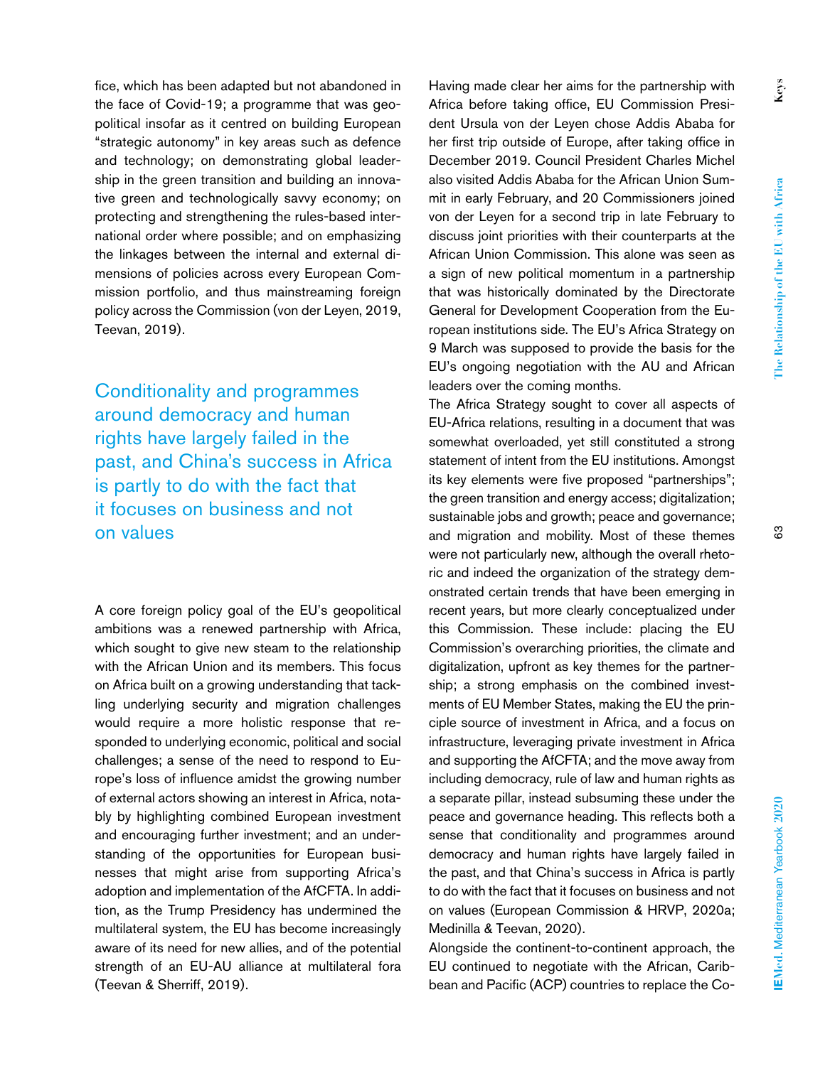fice, which has been adapted but not abandoned in the face of Covid-19; a programme that was geopolitical insofar as it centred on building European "strategic autonomy" in key areas such as defence and technology; on demonstrating global leadership in the green transition and building an innovative green and technologically savvy economy; on protecting and strengthening the rules-based international order where possible; and on emphasizing the linkages between the internal and external dimensions of policies across every European Commission portfolio, and thus mainstreaming foreign policy across the Commission (von der Leyen, 2019, Teevan, 2019).

> Conditionality and programmes around democracy and human rights have largely failed in the past, and China's success in Africa is partly to do with the fact that it focuses on business and not on values

A core foreign policy goal of the EU's geopolitical ambitions was a renewed partnership with Africa, which sought to give new steam to the relationship with the African Union and its members. This focus on Africa built on a growing understanding that tackling underlying security and migration challenges would require a more holistic response that responded to underlying economic, political and social challenges; a sense of the need to respond to Europe's loss of influence amidst the growing number of external actors showing an interest in Africa, notably by highlighting combined European investment and encouraging further investment; and an understanding of the opportunities for European businesses that might arise from supporting Africa's adoption and implementation of the AfCFTA. In addition, as the Trump Presidency has undermined the multilateral system, the EU has become increasingly aware of its need for new allies, and of the potential strength of an EU-AU alliance at multilateral fora (Teevan & Sherriff, 2019).

Having made clear her aims for the partnership with Africa before taking office, EU Commission President Ursula von der Leyen chose Addis Ababa for her first trip outside of Europe, after taking office in December 2019. Council President Charles Michel also visited Addis Ababa for the African Union Summit in early February, and 20 Commissioners joined von der Leyen for a second trip in late February to discuss joint priorities with their counterparts at the African Union Commission. This alone was seen as a sign of new political momentum in a partnership that was historically dominated by the Directorate General for Development Cooperation from the European institutions side. The EU's Africa Strategy on 9 March was supposed to provide the basis for the EU's ongoing negotiation with the AU and African leaders over the coming months.

The Africa Strategy sought to cover all aspects of EU-Africa relations, resulting in a document that was somewhat overloaded, yet still constituted a strong statement of intent from the EU institutions. Amongst its key elements were five proposed "partnerships"; the green transition and energy access; digitalization; sustainable jobs and growth; peace and governance; and migration and mobility. Most of these themes were not particularly new, although the overall rhetoric and indeed the organization of the strategy demonstrated certain trends that have been emerging in recent years, but more clearly conceptualized under this Commission. These include: placing the EU Commission's overarching priorities, the climate and digitalization, upfront as key themes for the partnership; a strong emphasis on the combined investments of EU Member States, making the EU the principle source of investment in Africa, and a focus on infrastructure, leveraging private investment in Africa and supporting the AfCFTA; and the move away from including democracy, rule of law and human rights as a separate pillar, instead subsuming these under the peace and governance heading. This reflects both a sense that conditionality and programmes around democracy and human rights have largely failed in the past, and that China's success in Africa is partly to do with the fact that it focuses on business and not on values (European Commission & HRVP, 2020a; Medinilla & Teevan, 2020).

Alongside the continent-to-continent approach, the EU continued to negotiate with the African, Caribbean and Pacific (ACP) countries to replace the Co-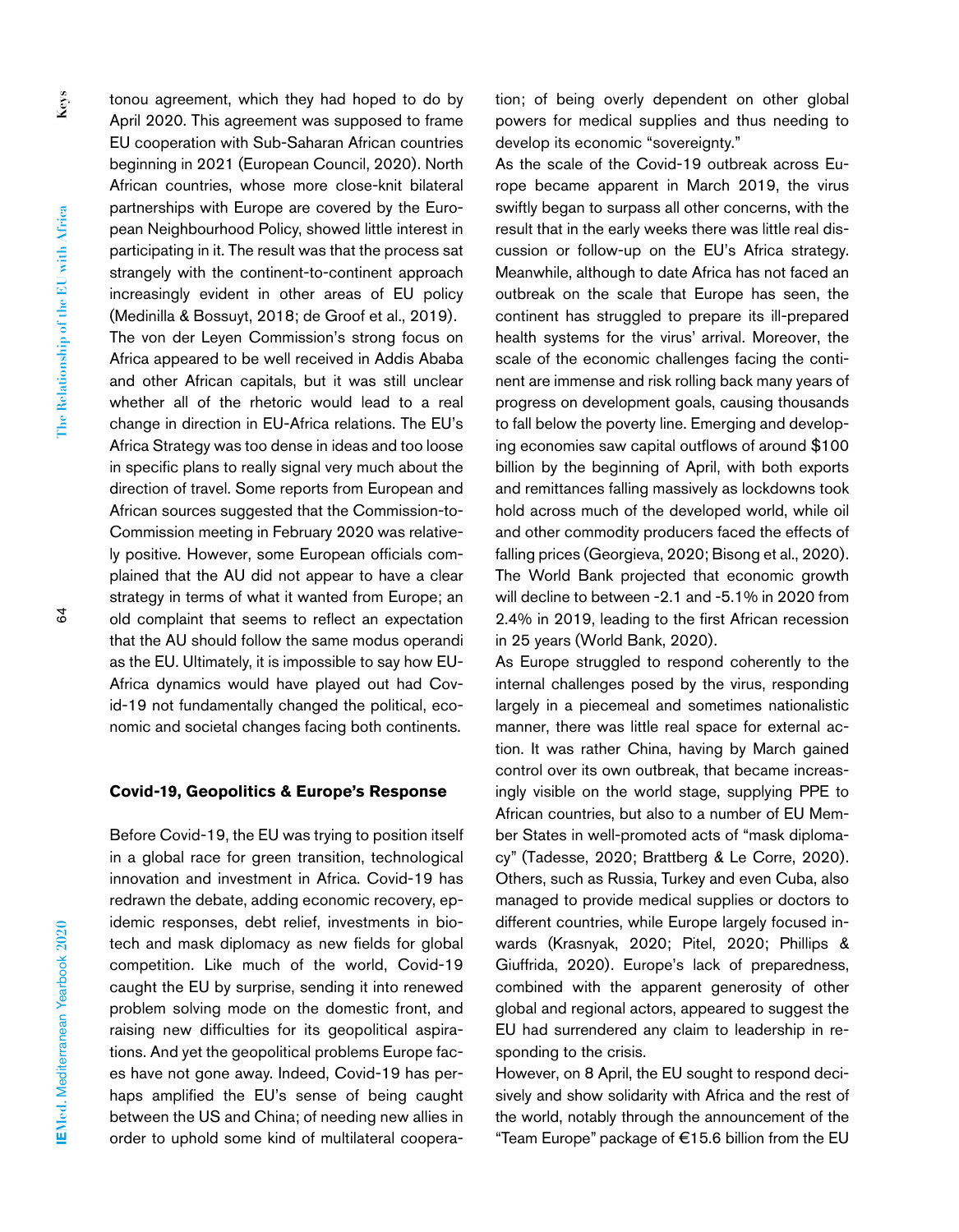tonou agreement, which they had hoped to do by April 2020. This agreement was supposed to frame EU cooperation with Sub-Saharan African countries beginning in 2021 (European Council, 2020). North African countries, whose more close-knit bilateral partnerships with Europe are covered by the European Neighbourhood Policy, showed little interest in participating in it. The result was that the process sat strangely with the continent-to-continent approach increasingly evident in other areas of EU policy (Medinilla & Bossuyt, 2018; de Groof et al., 2019).

The von der Leyen Commission's strong focus on Africa appeared to be well received in Addis Ababa and other African capitals, but it was still unclear whether all of the rhetoric would lead to a real change in direction in EU-Africa relations. The EU's Africa Strategy was too dense in ideas and too loose in specific plans to really signal very much about the direction of travel. Some reports from European and African sources suggested that the Commission-to-Commission meeting in February 2020 was relatively positive. However, some European officials complained that the AU did not appear to have a clear strategy in terms of what it wanted from Europe; an old complaint that seems to reflect an expectation that the AU should follow the same modus operandi as the EU. Ultimately, it is impossible to say how EU-Africa dynamics would have played out had Covid-19 not fundamentally changed the political, economic and societal changes facing both continents.

**Covid-19, Geopolitics & Europe's Response**

Before Covid-19, the EU was trying to position itself in a global race for green transition, technological innovation and investment in Africa. Covid-19 has redrawn the debate, adding economic recovery, epidemic responses, debt relief, investments in biotech and mask diplomacy as new fields for global competition. Like much of the world, Covid-19 caught the EU by surprise, sending it into renewed problem solving mode on the domestic front, and raising new difficulties for its geopolitical aspirations. And yet the geopolitical problems Europe faces have not gone away. Indeed, Covid-19 has perhaps amplified the EU's sense of being caught between the US and China; of needing new allies in order to uphold some kind of multilateral cooperation; of being overly dependent on other global powers for medical supplies and thus needing to develop its economic "sovereignty."

As the scale of the Covid-19 outbreak across Europe became apparent in March 2019, the virus swiftly began to surpass all other concerns, with the result that in the early weeks there was little real discussion or follow-up on the EU's Africa strategy. Meanwhile, although to date Africa has not faced an outbreak on the scale that Europe has seen, the continent has struggled to prepare its ill-prepared health systems for the virus' arrival. Moreover, the scale of the economic challenges facing the continent are immense and risk rolling back many years of progress on development goals, causing thousands to fall below the poverty line. Emerging and developing economies saw capital outflows of around $100 billion by the beginning of April, with both exports and remittances falling massively as lockdowns took hold across much of the developed world, while oil and other commodity producers faced the effects of falling prices (Georgieva, 2020; Bisong et al., 2020). The World Bank projected that economic growth will decline to between -2.1 and -5.1% in 2020 from 2.4% in 2019, leading to the first African recession in 25 years (World Bank, 2020).

As Europe struggled to respond coherently to the internal challenges posed by the virus, responding largely in a piecemeal and sometimes nationalistic manner, there was little real space for external action. It was rather China, having by March gained control over its own outbreak, that became increasingly visible on the world stage, supplying PPE to African countries, but also to a number of EU Member States in well-promoted acts of "mask diplomacy" (Tadesse, 2020; Brattberg & Le Corre, 2020). Others, such as Russia, Turkey and even Cuba, also managed to provide medical supplies or doctors to different countries, while Europe largely focused inwards (Krasnyak, 2020; Pitel, 2020; Phillips & Giuffrida, 2020). Europe's lack of preparedness, combined with the apparent generosity of other global and regional actors, appeared to suggest the EU had surrendered any claim to leadership in responding to the crisis.

However, on 8 April, the EU sought to respond decisively and show solidarity with Africa and the rest of the world, notably through the announcement of the "Team Europe" package of €15.6 billion from the EU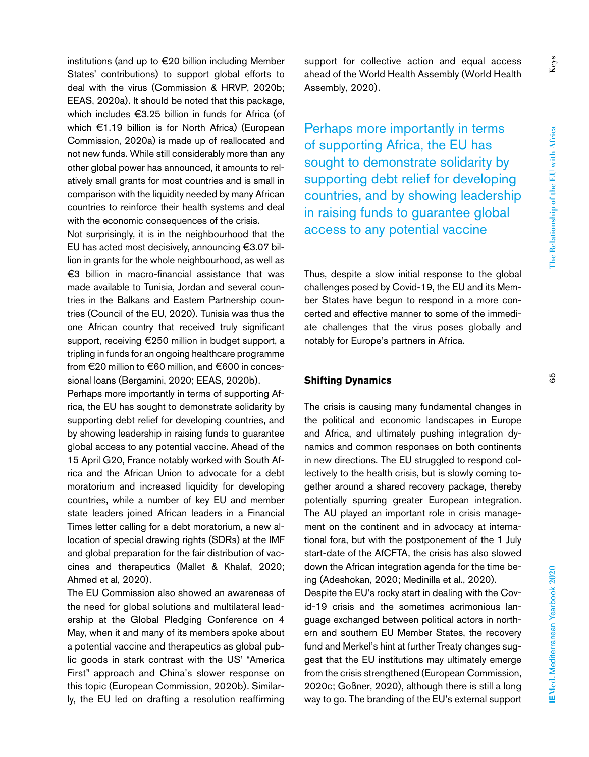institutions (and up to €20 billion including Member States' contributions) to support global efforts to deal with the virus (Commission & HRVP, 2020b; EEAS, 2020a). It should be noted that this package, which includes €3.25 billion in funds for Africa (of which €1.19 billion is for North Africa) (European Commission, 2020a) is made up of reallocated and not new funds. While still considerably more than any other global power has announced, it amounts to relatively small grants for most countries and is small in comparison with the liquidity needed by many African countries to reinforce their health systems and deal with the economic consequences of the crisis.

Not surprisingly, it is in the neighbourhood that the EU has acted most decisively, announcing €3.07 billion in grants for the whole neighbourhood, as well as €3 billion in macro-financial assistance that was made available to Tunisia, Jordan and several countries in the Balkans and Eastern Partnership countries (Council of the EU, 2020). Tunisia was thus the one African country that received truly significant support, receiving €250 million in budget support, a tripling in funds for an ongoing healthcare programme from €20 million to €60 million, and €600 in concessional loans (Bergamini, 2020; EEAS, 2020b).

Perhaps more importantly in terms of supporting Africa, the EU has sought to demonstrate solidarity by supporting debt relief for developing countries, and by showing leadership in raising funds to guarantee global access to any potential vaccine. Ahead of the 15 April G20, France notably worked with South Africa and the African Union to advocate for a debt moratorium and increased liquidity for developing countries, while a number of key EU and member state leaders joined African leaders in a Financial Times letter calling for a debt moratorium, a new allocation of special drawing rights (SDRs) at the IMF and global preparation for the fair distribution of vaccines and therapeutics (Mallet & Khalaf, 2020; Ahmed et al, 2020).

The EU Commission also showed an awareness of the need for global solutions and multilateral leadership at the Global Pledging Conference on 4 May, when it and many of its members spoke about a potential vaccine and therapeutics as global public goods in stark contrast with the US' "America First" approach and China's slower response on this topic (European Commission, 2020b). Similarly, the EU led on drafting a resolution reaffirming support for collective action and equal access ahead of the World Health Assembly (World Health Assembly, 2020).

> Perhaps more importantly in terms of supporting Africa, the EU has sought to demonstrate solidarity by supporting debt relief for developing countries, and by showing leadership in raising funds to guarantee global access to any potential vaccine

Thus, despite a slow initial response to the global challenges posed by Covid-19, the EU and its Member States have begun to respond in a more concerted and effective manner to some of the immediate challenges that the virus poses globally and notably for Europe's partners in Africa.

## Shifting Dynamics

The crisis is causing many fundamental changes in the political and economic landscapes in Europe and Africa, and ultimately pushing integration dynamics and common responses on both continents in new directions. The EU struggled to respond collectively to the health crisis, but is slowly coming together around a shared recovery package, thereby potentially spurring greater European integration. The AU played an important role in crisis management on the continent and in advocacy at international fora, but with the postponement of the 1 July start-date of the AfCFTA, the crisis has also slowed down the African integration agenda for the time being (Adeshokan, 2020; Medinilla et al., 2020).

Despite the EU's rocky start in dealing with the Covid-19 crisis and the sometimes acrimonious language exchanged between political actors in northern and southern EU Member States, the recovery fund and Merkel's hint at further Treaty changes suggest that the EU institutions may ultimately emerge from the crisis strengthened (European Commission, 2020c; Goßner, 2020), although there is still a long way to go. The branding of the EU's external support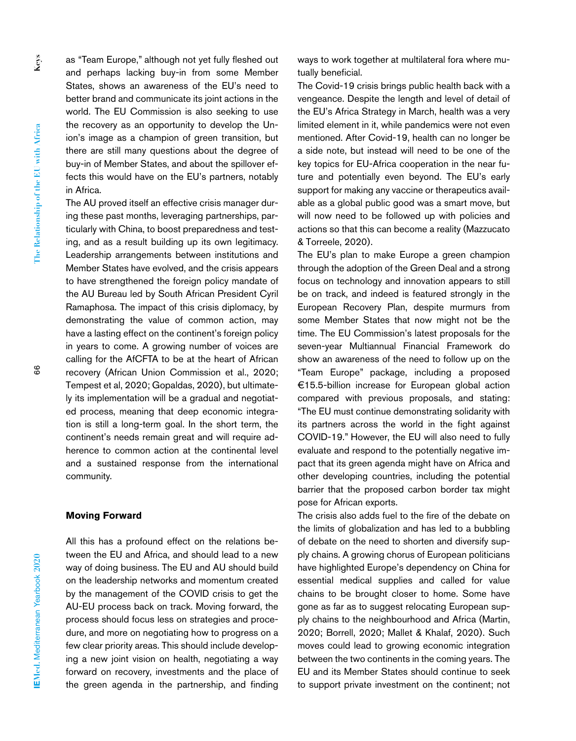as "Team Europe," although not yet fully fleshed out and perhaps lacking buy-in from some Member States, shows an awareness of the EU's need to better brand and communicate its joint actions in the world. The EU Commission is also seeking to use the recovery as an opportunity to develop the Union's image as a champion of green transition, but there are still many questions about the degree of buy-in of Member States, and about the spillover effects this would have on the EU's partners, notably in Africa.

The AU proved itself an effective crisis manager during these past months, leveraging partnerships, particularly with China, to boost preparedness and testing, and as a result building up its own legitimacy. Leadership arrangements between institutions and Member States have evolved, and the crisis appears to have strengthened the foreign policy mandate of the AU Bureau led by South African President Cyril Ramaphosa. The impact of this crisis diplomacy, by demonstrating the value of common action, may have a lasting effect on the continent's foreign policy in years to come. A growing number of voices are calling for the AfCFTA to be at the heart of African recovery (African Union Commission et al., 2020; Tempest et al, 2020; Gopaldas, 2020), but ultimately its implementation will be a gradual and negotiated process, meaning that deep economic integration is still a long-term goal. In the short term, the continent's needs remain great and will require adherence to common action at the continental level and a sustained response from the international community.

## Moving Forward

All this has a profound effect on the relations between the EU and Africa, and should lead to a new way of doing business. The EU and AU should build on the leadership networks and momentum created by the management of the COVID crisis to get the AU-EU process back on track. Moving forward, the process should focus less on strategies and procedure, and more on negotiating how to progress on a few clear priority areas. This should include developing a new joint vision on health, negotiating a way forward on recovery, investments and the place of the green agenda in the partnership, and finding ways to work together at multilateral fora where mutually beneficial.

The Covid-19 crisis brings public health back with a vengeance. Despite the length and level of detail of the EU's Africa Strategy in March, health was a very limited element in it, while pandemics were not even mentioned. After Covid-19, health can no longer be a side note, but instead will need to be one of the key topics for EU-Africa cooperation in the near future and potentially even beyond. The EU's early support for making any vaccine or therapeutics available as a global public good was a smart move, but will now need to be followed up with policies and actions so that this can become a reality (Mazzucato & Torreele, 2020).

The EU's plan to make Europe a green champion through the adoption of the Green Deal and a strong focus on technology and innovation appears to still be on track, and indeed is featured strongly in the European Recovery Plan, despite murmurs from some Member States that now might not be the time. The EU Commission's latest proposals for the seven-year Multiannual Financial Framework do show an awareness of the need to follow up on the "Team Europe" package, including a proposed €15.5-billion increase for European global action compared with previous proposals, and stating: "The EU must continue demonstrating solidarity with its partners across the world in the fight against COVID-19." However, the EU will also need to fully evaluate and respond to the potentially negative impact that its green agenda might have on Africa and other developing countries, including the potential barrier that the proposed carbon border tax might pose for African exports.

The crisis also adds fuel to the fire of the debate on the limits of globalization and has led to a bubbling of debate on the need to shorten and diversify supply chains. A growing chorus of European politicians have highlighted Europe's dependency on China for essential medical supplies and called for value chains to be brought closer to home. Some have gone as far as to suggest relocating European supply chains to the neighbourhood and Africa (Martin, 2020; Borrell, 2020; Mallet & Khalaf, 2020). Such moves could lead to growing economic integration between the two continents in the coming years. The EU and its Member States should continue to seek to support private investment on the continent; not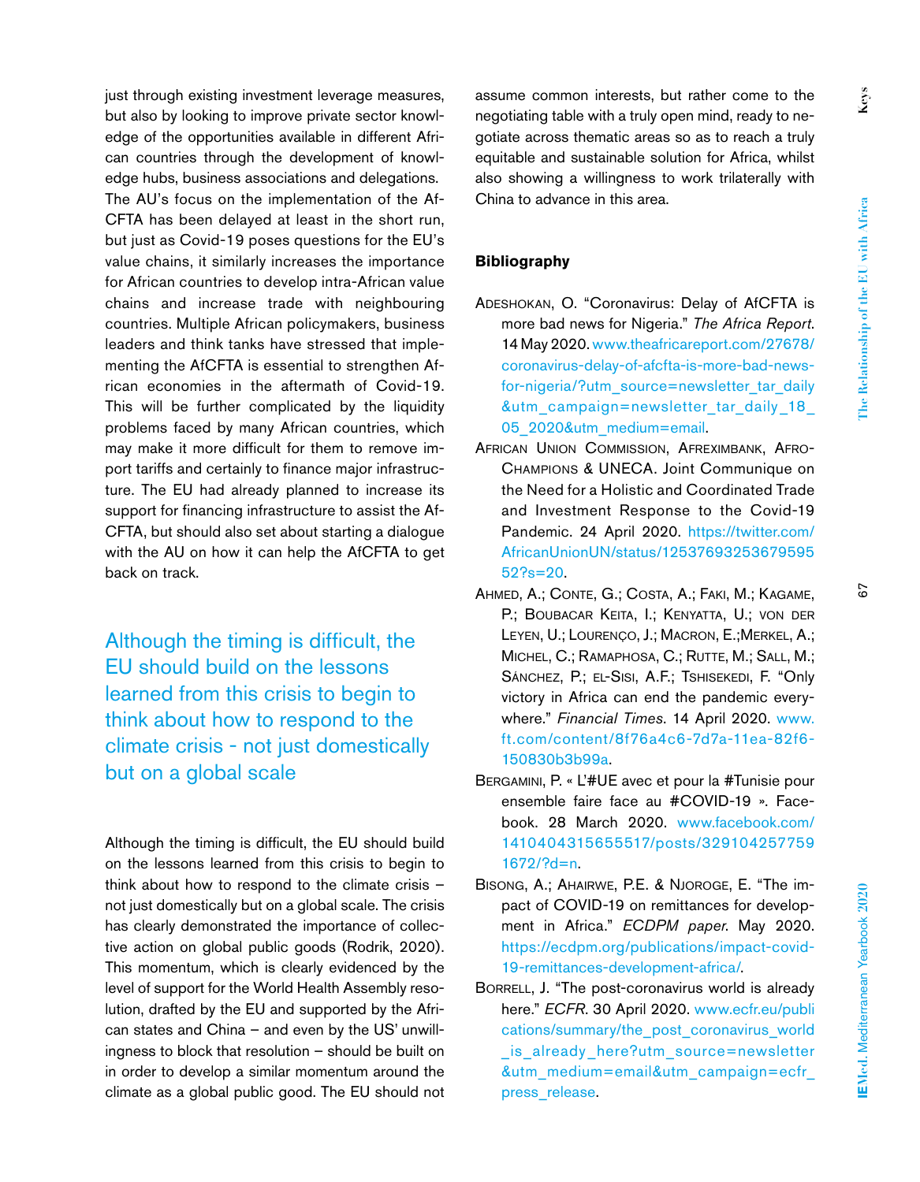just through existing investment leverage measures, but also by looking to improve private sector knowledge of the opportunities available in different African countries through the development of knowledge hubs, business associations and delegations.

The AU's focus on the implementation of the AfCFTA has been delayed at least in the short run, but just as Covid-19 poses questions for the EU's value chains, it similarly increases the importance for African countries to develop intra-African value chains and increase trade with neighbouring countries. Multiple African policymakers, business leaders and think tanks have stressed that implementing the AfCFTA is essential to strengthen African economies in the aftermath of Covid-19. This will be further complicated by the liquidity problems faced by many African countries, which may make it more difficult for them to remove import tariffs and certainly to finance major infrastructure. The EU had already planned to increase its support for financing infrastructure to assist the AfCFTA, but should also set about starting a dialogue with the AU on how it can help the AfCFTA to get back on track.

> Although the timing is difficult, the EU should build on the lessons learned from this crisis to begin to think about how to respond to the climate crisis - not just domestically but on a global scale

Although the timing is difficult, the EU should build on the lessons learned from this crisis to begin to think about how to respond to the climate crisis – not just domestically but on a global scale. The crisis has clearly demonstrated the importance of collective action on global public goods (Rodrik, 2020). This momentum, which is clearly evidenced by the level of support for the World Health Assembly resolution, drafted by the EU and supported by the African states and China – and even by the US' unwillingness to block that resolution – should be built on in order to develop a similar momentum around the climate as a global public good. The EU should not assume common interests, but rather come to the negotiating table with a truly open mind, ready to negotiate across thematic areas so as to reach a truly equitable and sustainable solution for Africa, whilst also showing a willingness to work trilaterally with China to advance in this area.

## Bibliography

Adeshokan, O. "Coronavirus: Delay of AfCFTA is more bad news for Nigeria." *The Africa Report*. 14 May 2020. www.theafricareport.com/27678/coronavirus-delay-of-afcfta-is-more-bad-news-for-nigeria/?utm_source=newsletter_tar_daily&utm_campaign=newsletter_tar_daily_18_05_2020&utm_medium=email.

African Union Commission, Afreximbank, AfroChampions & UNECA. Joint Communique on the Need for a Holistic and Coordinated Trade and Investment Response to the Covid-19 Pandemic. 24 April 2020. https://twitter.com/AfricanUnionUN/status/1253769325367959552?s=20.

Ahmed, A.; Conte, G.; Costa, A.; Faki, M.; Kagame, P.; Boubacar Keita, I.; Kenyatta, U.; von der Leyen, U.; Lourenço, J.; Macron, E.;Merkel, A.; Michel, C.; Ramaphosa, C.; Rutte, M.; Sall, M.; Sánchez, P.; el-Sisi, A.F.; Tshisekedi, F. "Only victory in Africa can end the pandemic everywhere." *Financial Times*. 14 April 2020. www.ft.com/content/8f76a4c6-7d7a-11ea-82f6-150830b3b99a.

Bergamini, P. « L'#UE avec et pour la #Tunisie pour ensemble faire face au #COVID-19 ». Facebook. 28 March 2020. www.facebook.com/1410404315655517/posts/3291042577591672/?d=n.

Bisong, A.; Ahairwe, P.E. & Njoroge, E. "The impact of COVID-19 on remittances for development in Africa." *ECDPM paper*. May 2020. https://ecdpm.org/publications/impact-covid-19-remittances-development-africa/.

Borrell, J. "The post-coronavirus world is already here." *ECFR*. 30 April 2020. www.ecfr.eu/publications/summary/the_post_coronavirus_world_is_already_here?utm_source=newsletter&utm_medium=email&utm_campaign=ecfr_press_release.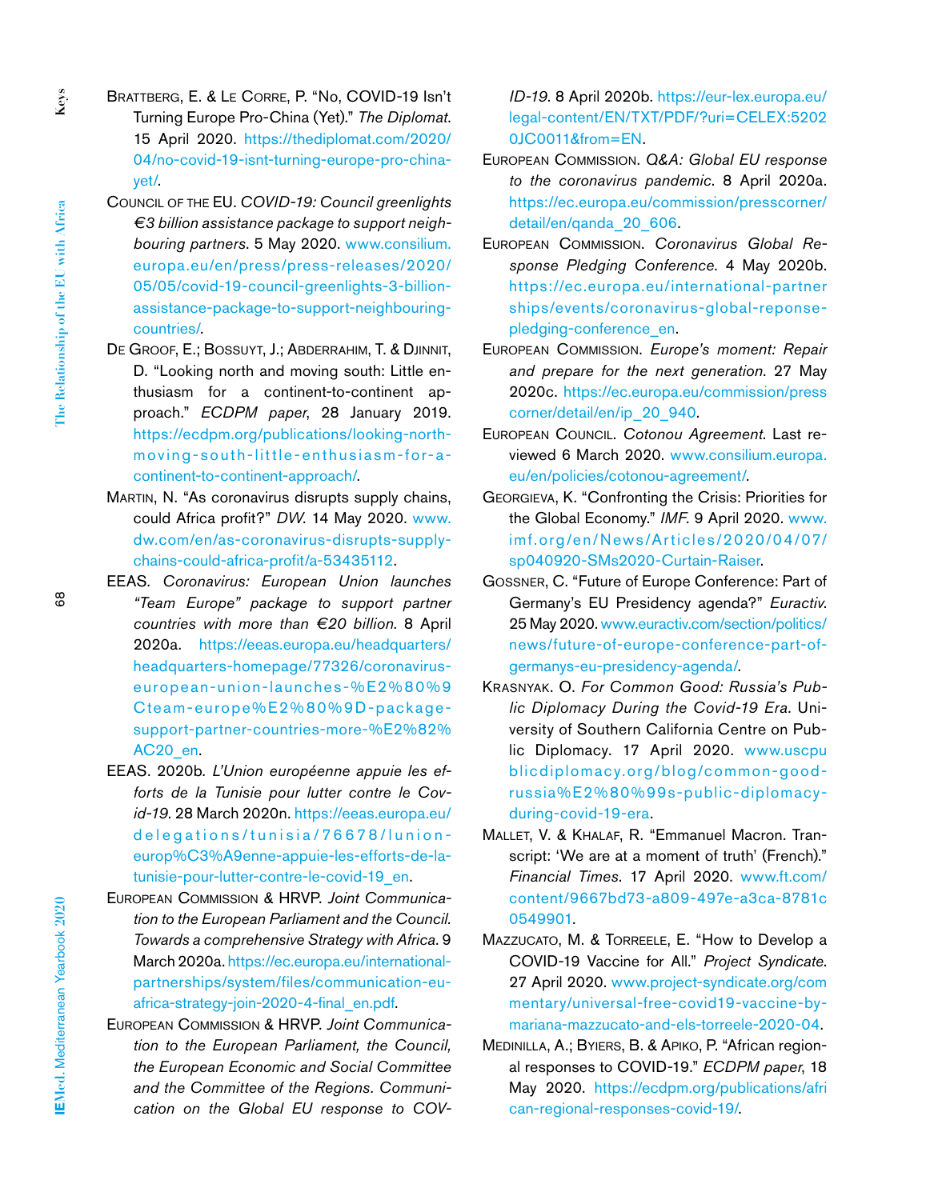Brattberg, E. & Le Corre, P. "No, COVID-19 Isn't Turning Europe Pro-China (Yet)." *The Diplomat*. 15 April 2020. https://thediplomat.com/2020/04/no-covid-19-isnt-turning-europe-pro-china-yet/.

Council of the EU. *COVID-19: Council greenlights €3 billion assistance package to support neighbouring partners*. 5 May 2020. www.consilium.europa.eu/en/press/press-releases/2020/05/05/covid-19-council-greenlights-3-billion-assistance-package-to-support-neighbouring-countries/.

De Groof, E.; Bossuyt, J.; Abderrahim, T. & Djinnit, D. "Looking north and moving south: Little enthusiasm for a continent-to-continent approach." *ECDPM paper*, 28 January 2019. https://ecdpm.org/publications/looking-north-moving-south-little-enthusiasm-for-a-continent-to-continent-approach/.

Martin, N. "As coronavirus disrupts supply chains, could Africa profit?" *DW*. 14 May 2020. www.dw.com/en/as-coronavirus-disrupts-supply-chains-could-africa-profit/a-53435112.

EEAS. *Coronavirus: European Union launches "Team Europe" package to support partner countries with more than €20 billion*. 8 April 2020a. https://eeas.europa.eu/headquarters/headquarters-homepage/77326/coronavirus-european-union-launches-%E2%80%9Cteam-europe%E2%80%9D-package-support-partner-countries-more-%E2%82%AC20_en.

EEAS. 2020b. *L'Union européenne appuie les efforts de la Tunisie pour lutter contre le Covid-19*. 28 March 2020n. https://eeas.europa.eu/delegations/tunisia/76678/union-europ%C3%A9enne-appuie-les-efforts-de-la-tunisie-pour-lutter-contre-le-covid-19_en.

European Commission & HRVP. *Joint Communication to the European Parliament and the Council. Towards a comprehensive Strategy with Africa*. 9 March 2020a. https://ec.europa.eu/international-partnerships/system/files/communication-eu-africa-strategy-join-2020-4-final_en.pdf.

European Commission & HRVP. *Joint Communication to the European Parliament, the Council, the European Economic and Social Committee and the Committee of the Regions. Communication on the Global EU response to COVID-19*. 8 April 2020b. https://eur-lex.europa.eu/legal-content/EN/TXT/PDF/?uri=CELEX:52020JC0011&from=EN.

European Commission. *Q&A: Global EU response to the coronavirus pandemic*. 8 April 2020a. https://ec.europa.eu/commission/presscorner/detail/en/qanda_20_606.

European Commission. *Coronavirus Global Response Pledging Conference*. 4 May 2020b. https://ec.europa.eu/international-partnerships/events/coronavirus-global-reponse-pledging-conference_en.

European Commission. *Europe's moment: Repair and prepare for the next generation*. 27 May 2020c. https://ec.europa.eu/commission/presscorner/detail/en/ip_20_940.

European Council. *Cotonou Agreement*. Last reviewed 6 March 2020. www.consilium.europa.eu/en/policies/cotonou-agreement/.

Georgieva, K. "Confronting the Crisis: Priorities for the Global Economy." *IMF*. 9 April 2020. www.imf.org/en/News/Articles/2020/04/07/sp040920-SMs2020-Curtain-Raiser.

Gossner, C. "Future of Europe Conference: Part of Germany's EU Presidency agenda?" *Euractiv*. 25 May 2020. www.euractiv.com/section/politics/news/future-of-europe-conference-part-of-germanys-eu-presidency-agenda/.

Krasnyak. O. *For Common Good: Russia's Public Diplomacy During the Covid-19 Era*. University of Southern California Centre on Public Diplomacy. 17 April 2020. www.uscpublicdiplomacy.org/blog/common-good-russia%E2%80%99s-public-diplomacy-during-covid-19-era.

Mallet, V. & Khalaf, R. "Emmanuel Macron. Transcript: 'We are at a moment of truth' (French)." *Financial Times*. 17 April 2020. www.ft.com/content/9667bd73-a809-497e-a3ca-8781c0549901.

Mazzucato, M. & Torreele, E. "How to Develop a COVID-19 Vaccine for All." *Project Syndicate*. 27 April 2020. www.project-syndicate.org/commentary/universal-free-covid19-vaccine-by-mariana-mazzucato-and-els-torreele-2020-04.

Medinilla, A.; Byiers, B. & Apiko, P. "African regional responses to COVID-19." *ECDPM paper*, 18 May 2020. https://ecdpm.org/publications/african-regional-responses-covid-19/.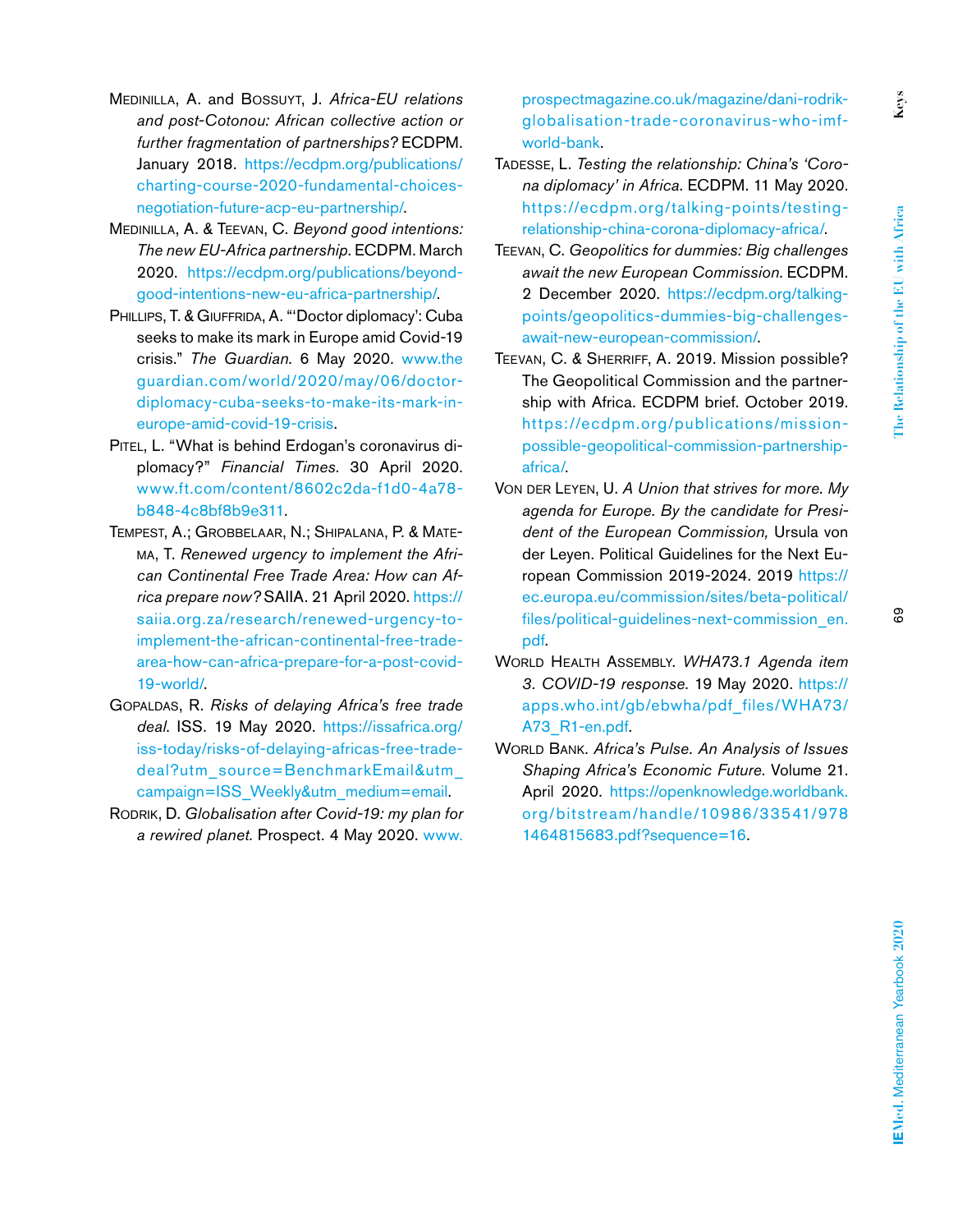Medinilla, A. and Bossuyt, J. *Africa-EU relations and post-Cotonou: African collective action or further fragmentation of partnerships?* ECDPM. January 2018. https://ecdpm.org/publications/charting-course-2020-fundamental-choices-negotiation-future-acp-eu-partnership/.

Medinilla, A. & Teevan, C. *Beyond good intentions: The new EU-Africa partnership*. ECDPM. March 2020. https://ecdpm.org/publications/beyond-good-intentions-new-eu-africa-partnership/.

Phillips, T. & Giuffrida, A. "'Doctor diplomacy': Cuba seeks to make its mark in Europe amid Covid-19 crisis." *The Guardian*. 6 May 2020. www.theguardian.com/world/2020/may/06/doctor-diplomacy-cuba-seeks-to-make-its-mark-in-europe-amid-covid-19-crisis.

Pitel, L. "What is behind Erdogan's coronavirus diplomacy?" *Financial Times*. 30 April 2020. www.ft.com/content/8602c2da-f1d0-4a78-b848-4c8bf8b9e311.

Tempest, A.; Grobbelaar, N.; Shipalana, P. & Matema, T. *Renewed urgency to implement the African Continental Free Trade Area: How can Africa prepare now?* SAIIA. 21 April 2020. https://saiia.org.za/research/renewed-urgency-to-implement-the-african-continental-free-trade-area-how-can-africa-prepare-for-a-post-covid-19-world/.

Gopaldas, R. *Risks of delaying Africa's free trade deal*. ISS. 19 May 2020. https://issafrica.org/iss-today/risks-of-delaying-africas-free-trade-deal?utm_source=BenchmarkEmail&utm_campaign=ISS_Weekly&utm_medium=email.

Rodrik, D. *Globalisation after Covid-19: my plan for a rewired planet*. Prospect. 4 May 2020. www.prospectmagazine.co.uk/magazine/dani-rodrik-globalisation-trade-coronavirus-who-imf-world-bank.

Tadesse, L. *Testing the relationship: China's 'Corona diplomacy' in Africa*. ECDPM. 11 May 2020. https://ecdpm.org/talking-points/testing-relationship-china-corona-diplomacy-africa/.

Teevan, C. *Geopolitics for dummies: Big challenges await the new European Commission*. ECDPM. 2 December 2020. https://ecdpm.org/talking-points/geopolitics-dummies-big-challenges-await-new-european-commission/.

Teevan, C. & Sherriff, A. 2019. Mission possible? The Geopolitical Commission and the partnership with Africa. ECDPM brief. October 2019. https://ecdpm.org/publications/mission-possible-geopolitical-commission-partnership-africa/.

Von der Leyen, U. *A Union that strives for more. My agenda for Europe. By the candidate for President of the European Commission,* Ursula von der Leyen. Political Guidelines for the Next European Commission 2019-2024. 2019 https://ec.europa.eu/commission/sites/beta-political/files/political-guidelines-next-commission_en.pdf.

World Health Assembly. *WHA73.1 Agenda item 3. COVID-19 response*. 19 May 2020. https://apps.who.int/gb/ebwha/pdf_files/WHA73/A73_R1-en.pdf.

World Bank. *Africa's Pulse. An Analysis of Issues Shaping Africa's Economic Future*. Volume 21. April 2020. https://openknowledge.worldbank.org/bitstream/handle/10986/33541/9781464815683.pdf?sequence=16.